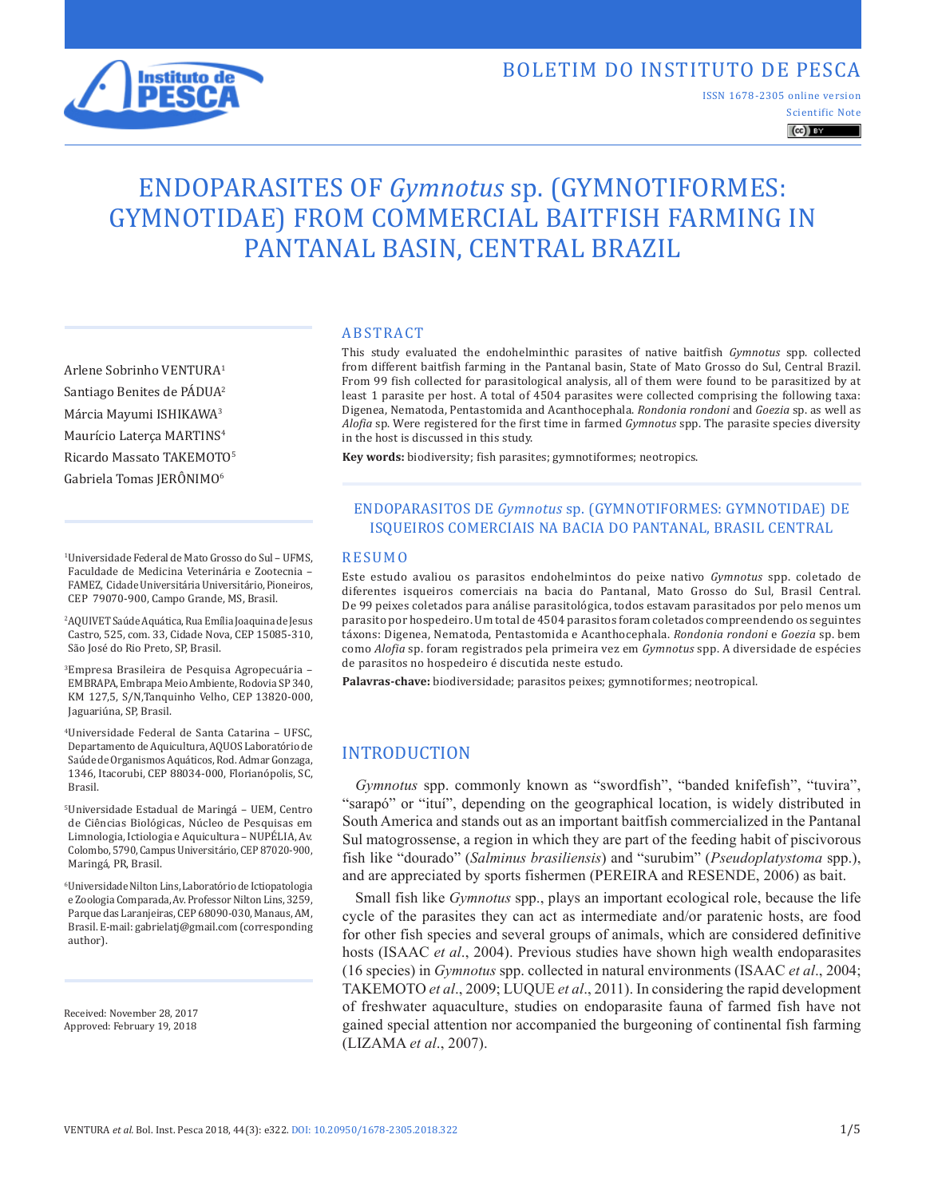BOLETIM DO INSTITUTO DE PESCA

ISSN 1678-2305 online version

Scientific Note

# ENDOPARASITES OF *Gymnotus* sp. (GYMNOTIFORMES: GYMNOTIDAE) FROM COMMERCIAL BAITFISH FARMING IN PANTANAL BASIN, CENTRAL BRAZIL

Arlene Sobrinho VENTURA[1]
Santiago Benites de PÁDUA[2]
Márcia Mayumi ISHIKAWA[3]
Maurício Laterça MARTINS[4]
Ricardo Massato TAKEMOTO[5]
Gabriela Tomas JERÔNIMO[6]

[1]Universidade Federal de Mato Grosso do Sul – UFMS, Faculdade de Medicina Veterinária e Zootecnia – FAMEZ, Cidade Universitária Universitário, Pioneiros, CEP 79070-900, Campo Grande, MS, Brasil.

[2]AQUIVET Saúde Aquática, Rua Emília Joaquina de Jesus Castro, 525, com. 33, Cidade Nova, CEP 15085-310, São José do Rio Preto, SP, Brasil.

[3]Empresa Brasileira de Pesquisa Agropecuária – EMBRAPA, Embrapa Meio Ambiente, Rodovia SP 340, KM 127,5, S/N,Tanquinho Velho, CEP 13820-000, Jaguariúna, SP, Brasil.

[4]Universidade Federal de Santa Catarina – UFSC, Departamento de Aquicultura, AQUOS Laboratório de Saúde de Organismos Aquáticos, Rod. Admar Gonzaga, 1346, Itacorubi, CEP 88034-000, Florianópolis, SC, Brasil.

[5]Universidade Estadual de Maringá – UEM, Centro de Ciências Biológicas, Núcleo de Pesquisas em Limnologia, Ictiologia e Aquicultura – NUPÉLIA, Av. Colombo, 5790, Campus Universitário, CEP 87020-900, Maringá, PR, Brasil.

[6]Universidade Nilton Lins, Laboratório de Ictiopatologia e Zoologia Comparada, Av. Professor Nilton Lins, 3259, Parque das Laranjeiras, CEP 68090-030, Manaus, AM, Brasil. E-mail: gabrielatj@gmail.com (corresponding author).

Received: November 28, 2017
Approved: February 19, 2018

## ABSTRACT

This study evaluated the endohelminthic parasites of native baitfish *Gymnotus* spp. collected from different baitfish farming in the Pantanal basin, State of Mato Grosso do Sul, Central Brazil. From 99 fish collected for parasitological analysis, all of them were found to be parasitized by at least 1 parasite per host. A total of 4504 parasites were collected comprising the following taxa: Digenea, Nematoda, Pentastomida and Acanthocephala. *Rondonia rondoni* and *Goezia* sp. as well as *Alofia* sp. Were registered for the first time in farmed *Gymnotus* spp. The parasite species diversity in the host is discussed in this study.

**Key words:** biodiversity; fish parasites; gymnotiformes; neotropics.

## ENDOPARASITOS DE *Gymnotus* sp. (GYMNOTIFORMES: GYMNOTIDAE) DE ISQUEIROS COMERCIAIS NA BACIA DO PANTANAL, BRASIL CENTRAL

## RESUMO

Este estudo avaliou os parasitos endohelmintos do peixe nativo *Gymnotus* spp. coletado de diferentes isqueiros comerciais na bacia do Pantanal, Mato Grosso do Sul, Brasil Central. De 99 peixes coletados para análise parasitológica, todos estavam parasitados por pelo menos um parasito por hospedeiro. Um total de 4504 parasitos foram coletados compreendendo os seguintes táxons: Digenea, Nematoda, Pentastomida e Acanthocephala. *Rondonia rondoni* e *Goezia* sp. bem como *Alofia* sp. foram registrados pela primeira vez em *Gymnotus* spp. A diversidade de espécies de parasitos no hospedeiro é discutida neste estudo.

**Palavras-chave:** biodiversidade; parasitos peixes; gymnotiformes; neotropical.

## INTRODUCTION

*Gymnotus* spp. commonly known as "swordfish", "banded knifefish", "tuvira", "sarapó" or "ituí", depending on the geographical location, is widely distributed in South America and stands out as an important baitfish commercialized in the Pantanal Sul matogrossense, a region in which they are part of the feeding habit of piscivorous fish like "dourado" (*Salminus brasiliensis*) and "surubim" (*Pseudoplatystoma* spp.), and are appreciated by sports fishermen (PEREIRA and RESENDE, 2006) as bait.

Small fish like *Gymnotus* spp., plays an important ecological role, because the life cycle of the parasites they can act as intermediate and/or paratenic hosts, are food for other fish species and several groups of animals, which are considered definitive hosts (ISAAC *et al*., 2004). Previous studies have shown high wealth endoparasites (16 species) in *Gymnotus* spp. collected in natural environments (ISAAC *et al*., 2004; TAKEMOTO *et al*., 2009; LUQUE *et al*., 2011). In considering the rapid development of freshwater aquaculture, studies on endoparasite fauna of farmed fish have not gained special attention nor accompanied the burgeoning of continental fish farming (LIZAMA *et al*., 2007).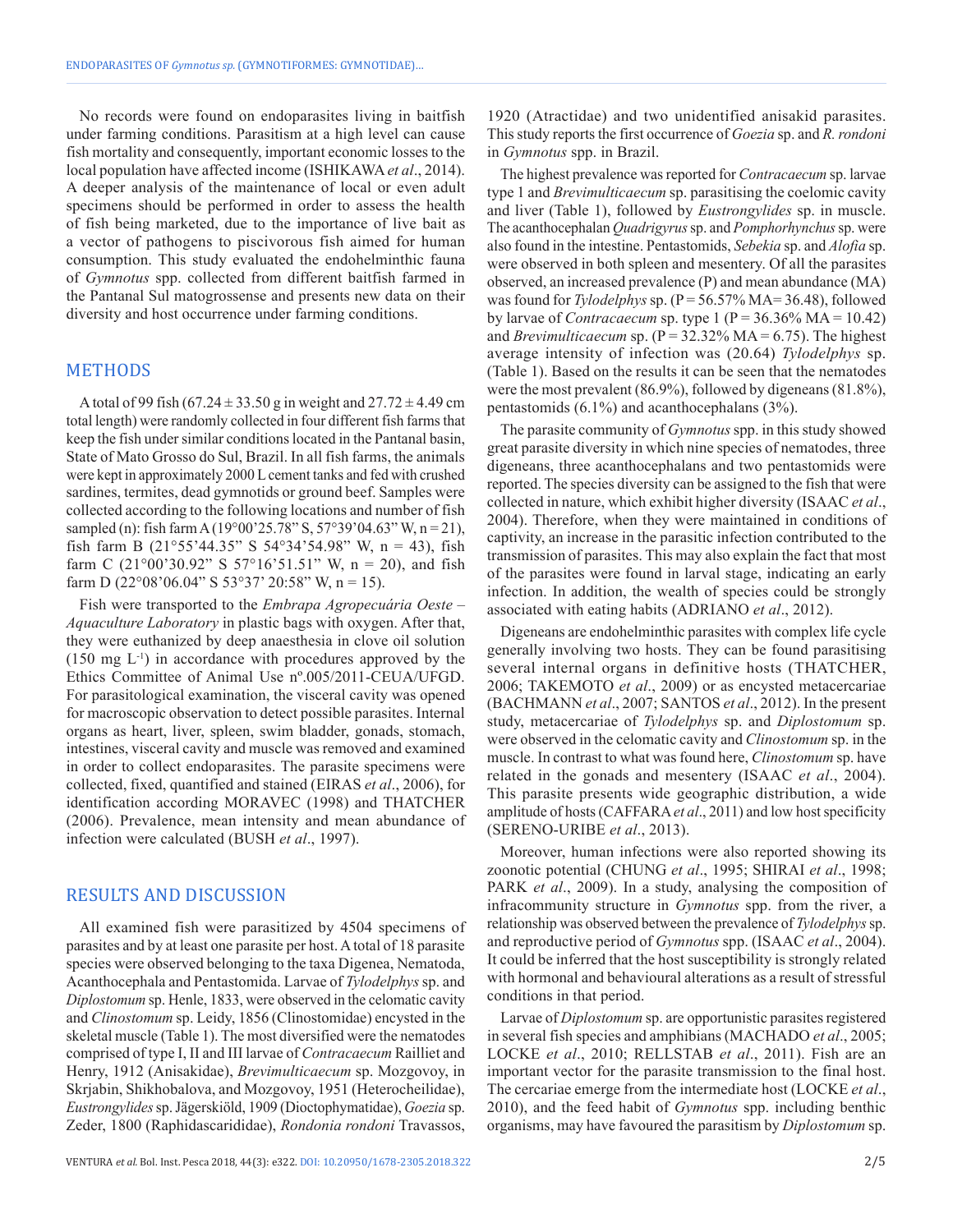No records were found on endoparasites living in baitfish under farming conditions. Parasitism at a high level can cause fish mortality and consequently, important economic losses to the local population have affected income (ISHIKAWA *et al*., 2014). A deeper analysis of the maintenance of local or even adult specimens should be performed in order to assess the health of fish being marketed, due to the importance of live bait as a vector of pathogens to piscivorous fish aimed for human consumption. This study evaluated the endohelminthic fauna of *Gymnotus* spp. collected from different baitfish farmed in the Pantanal Sul matogrossense and presents new data on their diversity and host occurrence under farming conditions.

## METHODS

A total of 99 fish (67.24 ± 33.50 g in weight and 27.72 ± 4.49 cm total length) were randomly collected in four different fish farms that keep the fish under similar conditions located in the Pantanal basin, State of Mato Grosso do Sul, Brazil. In all fish farms, the animals were kept in approximately 2000 L cement tanks and fed with crushed sardines, termites, dead gymnotids or ground beef. Samples were collected according to the following locations and number of fish sampled (n): fish farm A (19°00'25.78" S, 57°39'04.63" W, n = 21), fish farm B (21°55'44.35" S 54°34'54.98" W, n = 43), fish farm C (21°00'30.92" S 57°16'51.51" W, n = 20), and fish farm D (22°08'06.04" S 53°37' 20:58" W, n = 15).

Fish were transported to the *Embrapa Agropecuária Oeste – Aquaculture Laboratory* in plastic bags with oxygen. After that, they were euthanized by deep anaesthesia in clove oil solution (150 mg $L^{-1}$) in accordance with procedures approved by the Ethics Committee of Animal Use nº.005/2011-CEUA/UFGD. For parasitological examination, the visceral cavity was opened for macroscopic observation to detect possible parasites. Internal organs as heart, liver, spleen, swim bladder, gonads, stomach, intestines, visceral cavity and muscle was removed and examined in order to collect endoparasites. The parasite specimens were collected, fixed, quantified and stained (EIRAS *et al*., 2006), for identification according MORAVEC (1998) and THATCHER (2006). Prevalence, mean intensity and mean abundance of infection were calculated (BUSH *et al*., 1997).

## RESULTS AND DISCUSSION

All examined fish were parasitized by 4504 specimens of parasites and by at least one parasite per host. A total of 18 parasite species were observed belonging to the taxa Digenea, Nematoda, Acanthocephala and Pentastomida. Larvae of *Tylodelphys* sp. and *Diplostomum* sp. Henle, 1833, were observed in the celomatic cavity and *Clinostomum* sp. Leidy, 1856 (Clinostomidae) encysted in the skeletal muscle (Table 1). The most diversified were the nematodes comprised of type I, II and III larvae of *Contracaecum* Railliet and Henry, 1912 (Anisakidae), *Brevimulticaecum* sp. Mozgovoy, in Skrjabin, Shikhobalova, and Mozgovoy, 1951 (Heterocheilidae), *Eustrongylides* sp. Jägerskiöld, 1909 (Dioctophymatidae), *Goezia* sp. Zeder, 1800 (Raphidascarididae), *Rondonia rondoni* Travassos, 1920 (Atractidae) and two unidentified anisakid parasites. This study reports the first occurrence of *Goezia* sp. and *R. rondoni* in *Gymnotus* spp. in Brazil.

The highest prevalence was reported for *Contracaecum* sp. larvae type 1 and *Brevimulticaecum* sp. parasitising the coelomic cavity and liver (Table 1), followed by *Eustrongylides* sp. in muscle. The acanthocephalan *Quadrigyrus* sp. and *Pomphorhynchus* sp. were also found in the intestine. Pentastomids, *Sebekia* sp. and *Alofia* sp. were observed in both spleen and mesentery. Of all the parasites observed, an increased prevalence (P) and mean abundance (MA) was found for *Tylodelphys* sp. (P = 56.57% MA= 36.48), followed by larvae of *Contracaecum* sp. type 1 (P = 36.36% MA = 10.42) and *Brevimulticaecum* sp. (P = 32.32% MA = 6.75). The highest average intensity of infection was (20.64) *Tylodelphys* sp. (Table 1). Based on the results it can be seen that the nematodes were the most prevalent (86.9%), followed by digeneans (81.8%), pentastomids (6.1%) and acanthocephalans (3%).

The parasite community of *Gymnotus* spp. in this study showed great parasite diversity in which nine species of nematodes, three digeneans, three acanthocephalans and two pentastomids were reported. The species diversity can be assigned to the fish that were collected in nature, which exhibit higher diversity (ISAAC *et al*., 2004). Therefore, when they were maintained in conditions of captivity, an increase in the parasitic infection contributed to the transmission of parasites. This may also explain the fact that most of the parasites were found in larval stage, indicating an early infection. In addition, the wealth of species could be strongly associated with eating habits (ADRIANO *et al*., 2012).

Digeneans are endohelminthic parasites with complex life cycle generally involving two hosts. They can be found parasitising several internal organs in definitive hosts (THATCHER, 2006; TAKEMOTO *et al*., 2009) or as encysted metacercariae (BACHMANN *et al*., 2007; SANTOS *et al*., 2012). In the present study, metacercariae of *Tylodelphys* sp. and *Diplostomum* sp. were observed in the celomatic cavity and *Clinostomum* sp. in the muscle. In contrast to what was found here, *Clinostomum* sp. have related in the gonads and mesentery (ISAAC *et al*., 2004). This parasite presents wide geographic distribution, a wide amplitude of hosts (CAFFARA *et al*., 2011) and low host specificity (SERENO-URIBE *et al*., 2013).

Moreover, human infections were also reported showing its zoonotic potential (CHUNG *et al*., 1995; SHIRAI *et al*., 1998; PARK *et al*., 2009). In a study, analysing the composition of infracommunity structure in *Gymnotus* spp. from the river, a relationship was observed between the prevalence of *Tylodelphys* sp. and reproductive period of *Gymnotus* spp. (ISAAC *et al*., 2004). It could be inferred that the host susceptibility is strongly related with hormonal and behavioural alterations as a result of stressful conditions in that period.

Larvae of *Diplostomum* sp. are opportunistic parasites registered in several fish species and amphibians (MACHADO *et al*., 2005; LOCKE *et al*., 2010; RELLSTAB *et al*., 2011). Fish are an important vector for the parasite transmission to the final host. The cercariae emerge from the intermediate host (LOCKE *et al*., 2010), and the feed habit of *Gymnotus* spp. including benthic organisms, may have favoured the parasitism by *Diplostomum* sp.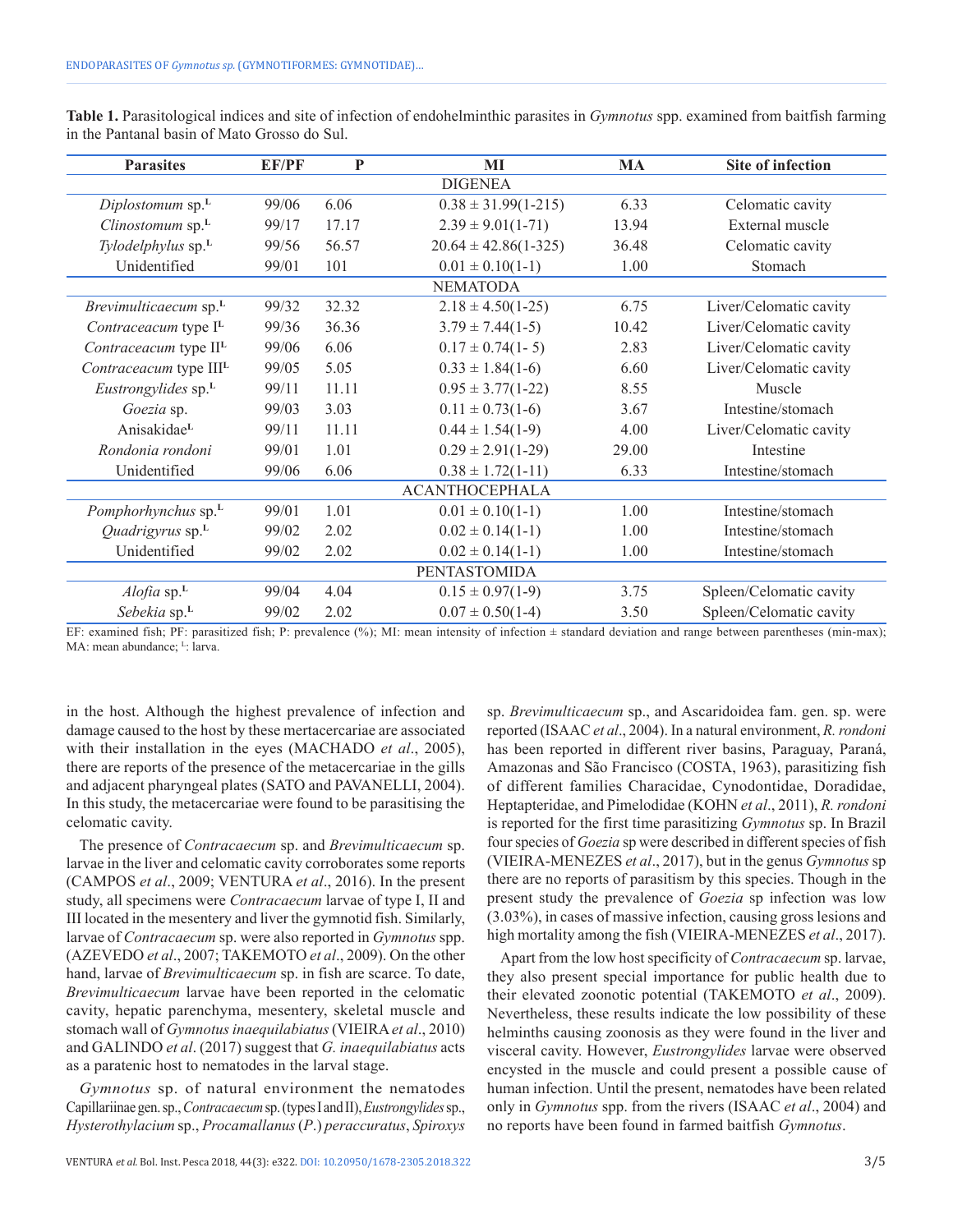**Table 1.** Parasitological indices and site of infection of endohelminthic parasites in *Gymnotus* spp. examined from baitfish farming in the Pantanal basin of Mato Grosso do Sul.

| Parasites | EF/PF | P | MI | MA | Site of infection |
|---|---|---|---|---|---|
| | | | DIGENEA | | |
| *Diplostomum* sp.[L] | 99/06 | 6.06 | 0.38 ± 31.99(1-215) | 6.33 | Celomatic cavity |
| *Clinostomum* sp.[L] | 99/17 | 17.17 | 2.39 ± 9.01(1-71) | 13.94 | External muscle |
| *Tylodelphylus* sp.[L] | 99/56 | 56.57 | 20.64 ± 42.86(1-325) | 36.48 | Celomatic cavity |
| Unidentified | 99/01 | 101 | 0.01 ± 0.10(1-1) | 1.00 | Stomach |
| | | | NEMATODA | | |
| *Brevimulticaecum* sp.[L] | 99/32 | 32.32 | 2.18 ± 4.50(1-25) | 6.75 | Liver/Celomatic cavity |
| *Contracaecum* type I[L] | 99/36 | 36.36 | 3.79 ± 7.44(1-5) | 10.42 | Liver/Celomatic cavity |
| *Contracaecum* type II[L] | 99/06 | 6.06 | 0.17 ± 0.74(1- 5) | 2.83 | Liver/Celomatic cavity |
| *Contracaecum* type III[L] | 99/05 | 5.05 | 0.33 ± 1.84(1-6) | 6.60 | Liver/Celomatic cavity |
| *Eustrongylides* sp.[L] | 99/11 | 11.11 | 0.95 ± 3.77(1-22) | 8.55 | Muscle |
| *Goezia* sp. | 99/03 | 3.03 | 0.11 ± 0.73(1-6) | 3.67 | Intestine/stomach |
| Anisakidae[L] | 99/11 | 11.11 | 0.44 ± 1.54(1-9) | 4.00 | Liver/Celomatic cavity |
| *Rondonia rondoni* | 99/01 | 1.01 | 0.29 ± 2.91(1-29) | 29.00 | Intestine |
| Unidentified | 99/06 | 6.06 | 0.38 ± 1.72(1-11) | 6.33 | Intestine/stomach |
| | | | ACANTHOCEPHALA | | |
| *Pomphorhynchus* sp.[L] | 99/01 | 1.01 | 0.01 ± 0.10(1-1) | 1.00 | Intestine/stomach |
| *Quadrigyrus* sp.[L] | 99/02 | 2.02 | 0.02 ± 0.14(1-1) | 1.00 | Intestine/stomach |
| Unidentified | 99/02 | 2.02 | 0.02 ± 0.14(1-1) | 1.00 | Intestine/stomach |
| | | | PENTASTOMIDA | | |
| *Alofia* sp.[L] | 99/04 | 4.04 | 0.15 ± 0.97(1-9) | 3.75 | Spleen/Celomatic cavity |
| *Sebekia* sp.[L] | 99/02 | 2.02 | 0.07 ± 0.50(1-4) | 3.50 | Spleen/Celomatic cavity |

EF: examined fish; PF: parasitized fish; P: prevalence (%); MI: mean intensity of infection ± standard deviation and range between parentheses (min-max); MA: mean abundance; [L]: larva.

in the host. Although the highest prevalence of infection and damage caused to the host by these mertacercariae are associated with their installation in the eyes (MACHADO *et al*., 2005), there are reports of the presence of the metacercariae in the gills and adjacent pharyngeal plates (SATO and PAVANELLI, 2004). In this study, the metacercariae were found to be parasitising the celomatic cavity.

The presence of *Contracaecum* sp. and *Brevimulticaecum* sp. larvae in the liver and celomatic cavity corroborates some reports (CAMPOS *et al*., 2009; VENTURA *et al*., 2016). In the present study, all specimens were *Contracaecum* larvae of type I, II and III located in the mesentery and liver the gymnotid fish. Similarly, larvae of *Contracaecum* sp. were also reported in *Gymnotus* spp. (AZEVEDO *et al*., 2007; TAKEMOTO *et al*., 2009). On the other hand, larvae of *Brevimulticaecum* sp. in fish are scarce. To date, *Brevimulticaecum* larvae have been reported in the celomatic cavity, hepatic parenchyma, mesentery, skeletal muscle and stomach wall of *Gymnotus inaequilabiatus* (VIEIRA *et al*., 2010) and GALINDO *et al*. (2017) suggest that *G. inaequilabiatus* acts as a paratenic host to nematodes in the larval stage.

*Gymnotus* sp. of natural environment the nematodes Capillariinae gen. sp., *Contracaecum* sp. (types I and II), *Eustrongylides* sp., *Hysterothylacium* sp., *Procamallanus* (*P.*) *peraccuratus*, *Spiroxys* sp. *Brevimulticaecum* sp., and Ascaridoidea fam. gen. sp. were reported (ISAAC *et al*., 2004). In a natural environment, *R. rondoni* has been reported in different river basins, Paraguay, Paraná, Amazonas and São Francisco (COSTA, 1963), parasitizing fish of different families Characidae, Cynodontidae, Doradidae, Heptapteridae, and Pimelodidae (KOHN *et al*., 2011), *R. rondoni* is reported for the first time parasitizing *Gymnotus* sp. In Brazil four species of *Goezia* sp were described in different species of fish (VIEIRA-MENEZES *et al*., 2017), but in the genus *Gymnotus* sp there are no reports of parasitism by this species. Though in the present study the prevalence of *Goezia* sp infection was low (3.03%), in cases of massive infection, causing gross lesions and high mortality among the fish (VIEIRA-MENEZES *et al*., 2017).

Apart from the low host specificity of *Contracaecum* sp. larvae, they also present special importance for public health due to their elevated zoonotic potential (TAKEMOTO *et al*., 2009). Nevertheless, these results indicate the low possibility of these helminths causing zoonosis as they were found in the liver and visceral cavity. However, *Eustrongylides* larvae were observed encysted in the muscle and could present a possible cause of human infection. Until the present, nematodes have been related only in *Gymnotus* spp. from the rivers (ISAAC *et al*., 2004) and no reports have been found in farmed baitfish *Gymnotus*.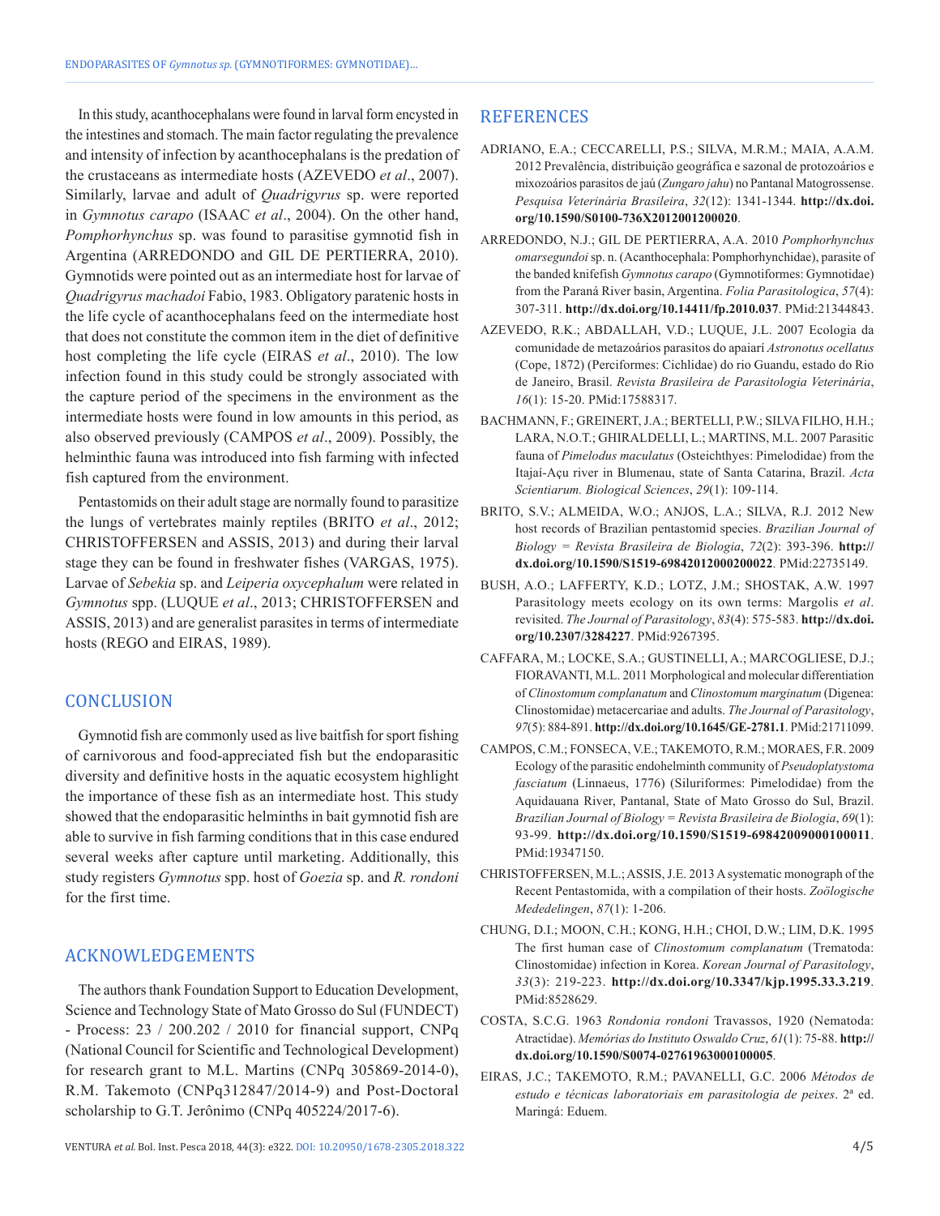In this study, acanthocephalans were found in larval form encysted in the intestines and stomach. The main factor regulating the prevalence and intensity of infection by acanthocephalans is the predation of the crustaceans as intermediate hosts (AZEVEDO *et al*., 2007). Similarly, larvae and adult of *Quadrigyrus* sp. were reported in *Gymnotus carapo* (ISAAC *et al*., 2004). On the other hand, *Pomphorhynchus* sp. was found to parasitise gymnotid fish in Argentina (ARREDONDO and GIL DE PERTIERRA, 2010). Gymnotids were pointed out as an intermediate host for larvae of *Quadrigyrus machadoi* Fabio, 1983. Obligatory paratenic hosts in the life cycle of acanthocephalans feed on the intermediate host that does not constitute the common item in the diet of definitive host completing the life cycle (EIRAS *et al*., 2010). The low infection found in this study could be strongly associated with the capture period of the specimens in the environment as the intermediate hosts were found in low amounts in this period, as also observed previously (CAMPOS *et al*., 2009). Possibly, the helminthic fauna was introduced into fish farming with infected fish captured from the environment.

Pentastomids on their adult stage are normally found to parasitize the lungs of vertebrates mainly reptiles (BRITO *et al*., 2012; CHRISTOFFERSEN and ASSIS, 2013) and during their larval stage they can be found in freshwater fishes (VARGAS, 1975). Larvae of *Sebekia* sp. and *Leiperia oxycephalum* were related in *Gymnotus* spp. (LUQUE *et al*., 2013; CHRISTOFFERSEN and ASSIS, 2013) and are generalist parasites in terms of intermediate hosts (REGO and EIRAS, 1989).

## CONCLUSION

Gymnotid fish are commonly used as live baitfish for sport fishing of carnivorous and food-appreciated fish but the endoparasitic diversity and definitive hosts in the aquatic ecosystem highlight the importance of these fish as an intermediate host. This study showed that the endoparasitic helminths in bait gymnotid fish are able to survive in fish farming conditions that in this case endured several weeks after capture until marketing. Additionally, this study registers *Gymnotus* spp. host of *Goezia* sp. and *R. rondoni* for the first time.

## ACKNOWLEDGEMENTS

The authors thank Foundation Support to Education Development, Science and Technology State of Mato Grosso do Sul (FUNDECT) - Process: 23 / 200.202 / 2010 for financial support, CNPq (National Council for Scientific and Technological Development) for research grant to M.L. Martins (CNPq 305869-2014-0), R.M. Takemoto (CNPq312847/2014-9) and Post-Doctoral scholarship to G.T. Jerônimo (CNPq 405224/2017-6).

## REFERENCES

ADRIANO, E.A.; CECCARELLI, P.S.; SILVA, M.R.M.; MAIA, A.A.M. 2012 Prevalência, distribuição geográfica e sazonal de protozoários e mixozoários parasitos de jaú (*Zungaro jahu*) no Pantanal Matogrossense. *Pesquisa Veterinária Brasileira*, *32*(12): 1341-1344. **http://dx.doi.org/10.1590/S0100-736X2012001200020**.

ARREDONDO, N.J.; GIL DE PERTIERRA, A.A. 2010 *Pomphorhynchus omarsegundoi* sp. n. (Acanthocephala: Pomphorhynchidae), parasite of the banded knifefish *Gymnotus carapo* (Gymnotiformes: Gymnotidae) from the Paraná River basin, Argentina. *Folia Parasitologica*, *57*(4): 307-311. **http://dx.doi.org/10.14411/fp.2010.037**. PMid:21344843.

AZEVEDO, R.K.; ABDALLAH, V.D.; LUQUE, J.L. 2007 Ecologia da comunidade de metazoários parasitos do apaiarí *Astronotus ocellatus* (Cope, 1872) (Perciformes: Cichlidae) do rio Guandu, estado do Rio de Janeiro, Brasil. *Revista Brasileira de Parasitologia Veterinária*, *16*(1): 15-20. PMid:17588317.

BACHMANN, F.; GREINERT, J.A.; BERTELLI, P.W.; SILVA FILHO, H.H.; LARA, N.O.T.; GHIRALDELLI, L.; MARTINS, M.L. 2007 Parasitic fauna of *Pimelodus maculatus* (Osteichthyes: Pimelodidae) from the Itajaí-Açu river in Blumenau, state of Santa Catarina, Brazil. *Acta Scientiarum. Biological Sciences*, *29*(1): 109-114.

BRITO, S.V.; ALMEIDA, W.O.; ANJOS, L.A.; SILVA, R.J. 2012 New host records of Brazilian pentastomid species. *Brazilian Journal of Biology = Revista Brasileira de Biologia*, *72*(2): 393-396. **http://dx.doi.org/10.1590/S1519-69842012000200022**. PMid:22735149.

BUSH, A.O.; LAFFERTY, K.D.; LOTZ, J.M.; SHOSTAK, A.W. 1997 Parasitology meets ecology on its own terms: Margolis *et al*. revisited. *The Journal of Parasitology*, *83*(4): 575-583. **http://dx.doi.org/10.2307/3284227**. PMid:9267395.

CAFFARA, M.; LOCKE, S.A.; GUSTINELLI, A.; MARCOGLIESE, D.J.; FIORAVANTI, M.L. 2011 Morphological and molecular differentiation of *Clinostomum complanatum* and *Clinostomum marginatum* (Digenea: Clinostomidae) metacercariae and adults. *The Journal of Parasitology*, *97*(5): 884-891. **http://dx.doi.org/10.1645/GE-2781.1**. PMid:21711099.

CAMPOS, C.M.; FONSECA, V.E.; TAKEMOTO, R.M.; MORAES, F.R. 2009 Ecology of the parasitic endohelminth community of *Pseudoplatystoma fasciatum* (Linnaeus, 1776) (Siluriformes: Pimelodidae) from the Aquidauana River, Pantanal, State of Mato Grosso do Sul, Brazil. *Brazilian Journal of Biology = Revista Brasileira de Biologia*, *69*(1): 93-99. **http://dx.doi.org/10.1590/S1519-69842009000100011**. PMid:19347150.

CHRISTOFFERSEN, M.L.; ASSIS, J.E. 2013 A systematic monograph of the Recent Pentastomida, with a compilation of their hosts. *Zoölogische Mededelingen*, *87*(1): 1-206.

CHUNG, D.I.; MOON, C.H.; KONG, H.H.; CHOI, D.W.; LIM, D.K. 1995 The first human case of *Clinostomum complanatum* (Trematoda: Clinostomidae) infection in Korea. *Korean Journal of Parasitology*, *33*(3): 219-223. **http://dx.doi.org/10.3347/kjp.1995.33.3.219**. PMid:8528629.

COSTA, S.C.G. 1963 *Rondonia rondoni* Travassos, 1920 (Nematoda: Atractidae). *Memórias do Instituto Oswaldo Cruz*, *61*(1): 75-88. **http://dx.doi.org/10.1590/S0074-02761963000100005**.

EIRAS, J.C.; TAKEMOTO, R.M.; PAVANELLI, G.C. 2006 *Métodos de estudo e técnicas laboratoriais em parasitologia de peixes*. 2ª ed. Maringá: Eduem.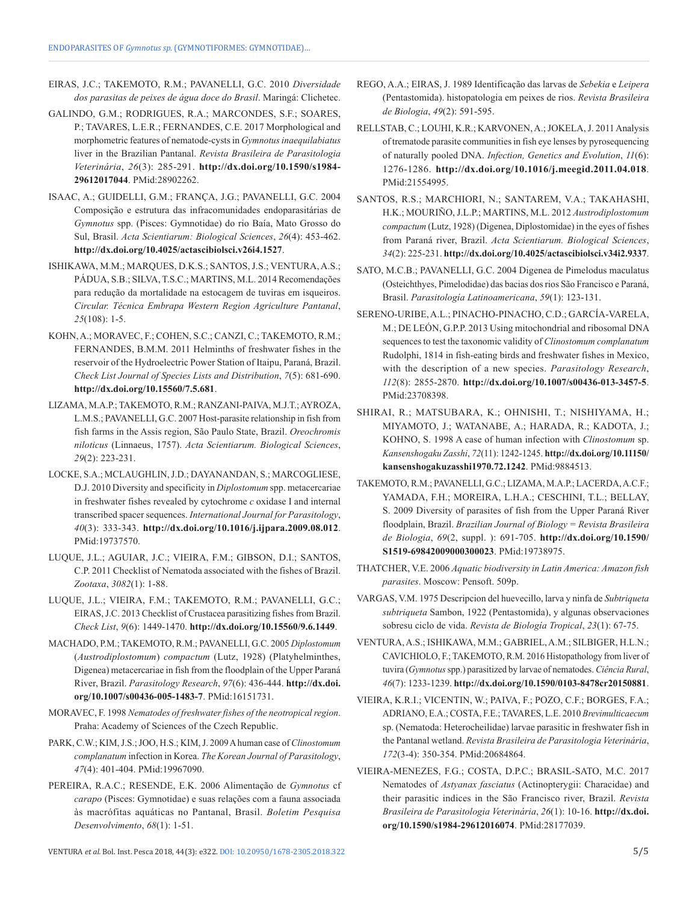EIRAS, J.C.; TAKEMOTO, R.M.; PAVANELLI, G.C. 2010 *Diversidade dos parasitas de peixes de água doce do Brasil*. Maringá: Clichetec.

GALINDO, G.M.; RODRIGUES, R.A.; MARCONDES, S.F.; SOARES, P.; TAVARES, L.E.R.; FERNANDES, C.E. 2017 Morphological and morphometric features of nematode-cysts in *Gymnotus inaequilabiatus* liver in the Brazilian Pantanal. *Revista Brasileira de Parasitologia Veterinária*, *26*(3): 285-291. **http://dx.doi.org/10.1590/s1984-29612017044**. PMid:28902262.

ISAAC, A.; GUIDELLI, G.M.; FRANÇA, J.G.; PAVANELLI, G.C. 2004 Composição e estrutura das infracomunidades endoparasitárias de *Gymnotus* spp. (Pisces: Gymnotidae) do rio Baía, Mato Grosso do Sul, Brasil. *Acta Scientiarum: Biological Sciences*, *26*(4): 453-462. **http://dx.doi.org/10.4025/actascibiolsci.v26i4.1527**.

ISHIKAWA, M.M.; MARQUES, D.K.S.; SANTOS, J.S.; VENTURA, A.S.; PÁDUA, S.B.; SILVA, T.S.C.; MARTINS, M.L. 2014 Recomendações para redução da mortalidade na estocagem de tuviras em isqueiros. *Circular. Técnica Embrapa Western Region Agriculture Pantanal*, *25*(108): 1-5.

KOHN, A.; MORAVEC, F.; COHEN, S.C.; CANZI, C.; TAKEMOTO, R.M.; FERNANDES, B.M.M. 2011 Helminths of freshwater fishes in the reservoir of the Hydroelectric Power Station of Itaipu, Paraná, Brazil. *Check List Journal of Species Lists and Distribution*, *7*(5): 681-690. **http://dx.doi.org/10.15560/7.5.681**.

LIZAMA, M.A.P.; TAKEMOTO, R.M.; RANZANI-PAIVA, M.J.T.; AYROZA, L.M.S.; PAVANELLI, G.C. 2007 Host-parasite relationship in fish from fish farms in the Assis region, São Paulo State, Brazil. *Oreochromis niloticus* (Linnaeus, 1757). *Acta Scientiarum. Biological Sciences*, *29*(2): 223-231.

LOCKE, S.A.; MCLAUGHLIN, J.D.; DAYANANDAN, S.; MARCOGLIESE, D.J. 2010 Diversity and specificity in *Diplostomum* spp. metacercariae in freshwater fishes revealed by cytochrome *c* oxidase I and internal transcribed spacer sequences. *International Journal for Parasitology*, *40*(3): 333-343. **http://dx.doi.org/10.1016/j.ijpara.2009.08.012**. PMid:19737570.

LUQUE, J.L.; AGUIAR, J.C.; VIEIRA, F.M.; GIBSON, D.I.; SANTOS, C.P. 2011 Checklist of Nematoda associated with the fishes of Brazil. *Zootaxa*, *3082*(1): 1-88.

LUQUE, J.L.; VIEIRA, F.M.; TAKEMOTO, R.M.; PAVANELLI, G.C.; EIRAS, J.C. 2013 Checklist of Crustacea parasitizing fishes from Brazil. *Check List*, *9*(6): 1449-1470. **http://dx.doi.org/10.15560/9.6.1449**.

MACHADO, P.M.; TAKEMOTO, R.M.; PAVANELLI, G.C. 2005 *Diplostomum* (*Austrodiplostomum*) *compactum* (Lutz, 1928) (Platyhelminthes, Digenea) metacercariae in fish from the floodplain of the Upper Paraná River, Brazil. *Parasitology Research*, *97*(6): 436-444. **http://dx.doi.org/10.1007/s00436-005-1483-7**. PMid:16151731.

MORAVEC, F. 1998 *Nematodes of freshwater fishes of the neotropical region*. Praha: Academy of Sciences of the Czech Republic.

PARK, C.W.; KIM, J.S.; JOO, H.S.; KIM, J. 2009 A human case of *Clinostomum complanatum* infection in Korea. *The Korean Journal of Parasitology*, *47*(4): 401-404. PMid:19967090.

PEREIRA, R.A.C.; RESENDE, E.K. 2006 Alimentação de *Gymnotus* cf *carapo* (Pisces: Gymnotidae) e suas relações com a fauna associada às macrófitas aquáticas no Pantanal, Brasil. *Boletim Pesquisa Desenvolvimento*, *68*(1): 1-51.

REGO, A.A.; EIRAS, J. 1989 Identificação das larvas de *Sebekia* e *Leipera* (Pentastomida). histopatologia em peixes de rios. *Revista Brasileira de Biologia*, *49*(2): 591-595.

RELLSTAB, C.; LOUHI, K.R.; KARVONEN, A.; JOKELA, J. 2011 Analysis of trematode parasite communities in fish eye lenses by pyrosequencing of naturally pooled DNA. *Infection, Genetics and Evolution*, *11*(6): 1276-1286. **http://dx.doi.org/10.1016/j.meegid.2011.04.018**. PMid:21554995.

SANTOS, R.S.; MARCHIORI, N.; SANTAREM, V.A.; TAKAHASHI, H.K.; MOURIÑO, J.L.P.; MARTINS, M.L. 2012 *Austrodiplostomum compactum* (Lutz, 1928) (Digenea, Diplostomidae) in the eyes of fishes from Paraná river, Brazil. *Acta Scientiarum. Biological Sciences*, *34*(2): 225-231. **http://dx.doi.org/10.4025/actascibiolsci.v34i2.9337**.

SATO, M.C.B.; PAVANELLI, G.C. 2004 Digenea de Pimelodus maculatus (Osteichthyes, Pimelodidae) das bacias dos rios São Francisco e Paraná, Brasil. *Parasitología Latinoamericana*, *59*(1): 123-131.

SERENO-URIBE, A.L.; PINACHO-PINACHO, C.D.; GARCÍA-VARELA, M.; DE LEÓN, G.P.P. 2013 Using mitochondrial and ribosomal DNA sequences to test the taxonomic validity of *Clinostomum complanatum* Rudolphi, 1814 in fish-eating birds and freshwater fishes in Mexico, with the description of a new species. *Parasitology Research*, *112*(8): 2855-2870. **http://dx.doi.org/10.1007/s00436-013-3457-5**. PMid:23708398.

SHIRAI, R.; MATSUBARA, K.; OHNISHI, T.; NISHIYAMA, H.; MIYAMOTO, J.; WATANABE, A.; HARADA, R.; KADOTA, J.; KOHNO, S. 1998 A case of human infection with *Clinostomum* sp. *Kansenshogaku Zasshi*, *72*(11): 1242-1245. **http://dx.doi.org/10.11150/kansenshogakuzasshi1970.72.1242**. PMid:9884513.

TAKEMOTO, R.M.; PAVANELLI, G.C.; LIZAMA, M.A.P.; LACERDA, A.C.F.; YAMADA, F.H.; MOREIRA, L.H.A.; CESCHINI, T.L.; BELLAY, S. 2009 Diversity of parasites of fish from the Upper Paraná River floodplain, Brazil. *Brazilian Journal of Biology = Revista Brasileira de Biologia*, *69*(2, suppl. ): 691-705. **http://dx.doi.org/10.1590/S1519-69842009000300023**. PMid:19738975.

THATCHER, V.E. 2006 *Aquatic biodiversity in Latin America: Amazon fish parasites*. Moscow: Pensoft. 509p.

VARGAS, V.M. 1975 Descripcion del huevecillo, larva y ninfa de *Subtriqueta subtriqueta* Sambon, 1922 (Pentastomida), y algunas observaciones sobresu ciclo de vida. *Revista de Biología Tropical*, *23*(1): 67-75.

VENTURA, A.S.; ISHIKAWA, M.M.; GABRIEL, A.M.; SILBIGER, H.L.N.; CAVICHIOLO, F.; TAKEMOTO, R.M. 2016 Histopathology from liver of tuvira (*Gymnotus* spp.) parasitized by larvae of nematodes. *Ciência Rural*, *46*(7): 1233-1239. **http://dx.doi.org/10.1590/0103-8478cr20150881**.

VIEIRA, K.R.I.; VICENTIN, W.; PAIVA, F.; POZO, C.F.; BORGES, F.A.; ADRIANO, E.A.; COSTA, F.E.; TAVARES, L.E.R. 2010 *Brevimulticaecum* sp. (Nematoda: Heterocheilidae) larvae parasitic in freshwater fish in the Pantanal wetland. *Revista Brasileira de Parasitologia Veterinária*, *172*(3-4): 350-354. PMid:20684864.

VIEIRA-MENEZES, F.G.; COSTA, D.P.C.; BRASIL-SATO, M.C. 2017 Nematodes of *Astyanax fasciatus* (Actinopterygii: Characidae) and their parasitic indices in the São Francisco river, Brazil. *Revista Brasileira de Parasitologia Veterinária*, *26*(1): 10-16. **http://dx.doi.org/10.1590/s1984-29612016074**. PMid:28177039.